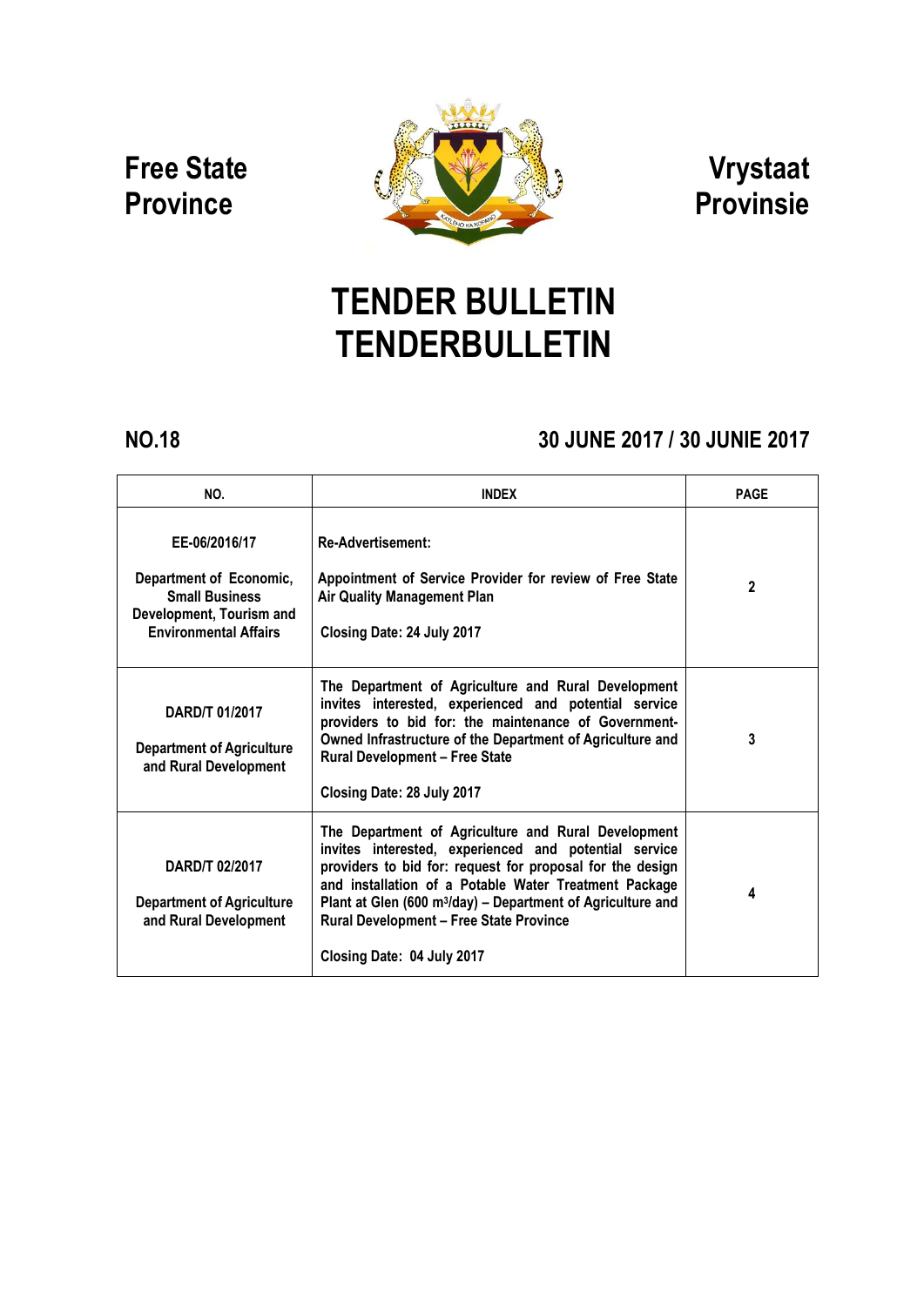**Free State Province**

**Vrystaat Provinsie**

# TENDER BULLETIN
# TENDERBULLETIN

## NO.18

## 30 JUNE 2017 / 30 JUNIE 2017

| NO. | INDEX | PAGE |
|---|---|---|
| EE-06/2016/17<br><br>Department of Economic, Small Business Development, Tourism and Environmental Affairs | Re-Advertisement:<br><br>Appointment of Service Provider for review of Free State Air Quality Management Plan<br><br>Closing Date: 24 July 2017 | 2 |
| DARD/T 01/2017<br><br>Department of Agriculture and Rural Development | The Department of Agriculture and Rural Development invites interested, experienced and potential service providers to bid for: the maintenance of Government-Owned Infrastructure of the Department of Agriculture and Rural Development – Free State<br><br>Closing Date: 28 July 2017 | 3 |
| DARD/T 02/2017<br><br>Department of Agriculture and Rural Development | The Department of Agriculture and Rural Development invites interested, experienced and potential service providers to bid for: request for proposal for the design and installation of a Potable Water Treatment Package Plant at Glen (600 $m^3$/day) – Department of Agriculture and Rural Development – Free State Province<br><br>Closing Date: 04 July 2017 | 4 |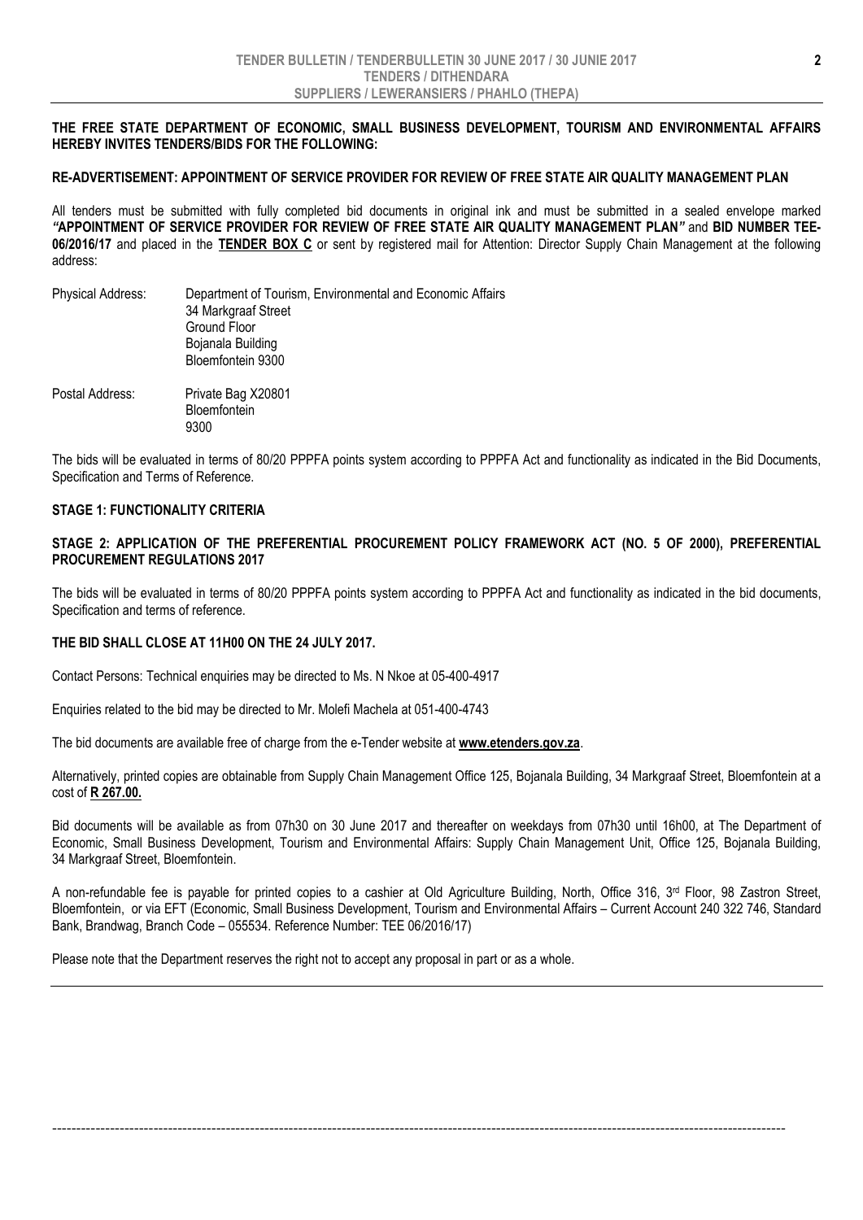**THE FREE STATE DEPARTMENT OF ECONOMIC, SMALL BUSINESS DEVELOPMENT, TOURISM AND ENVIRONMENTAL AFFAIRS HEREBY INVITES TENDERS/BIDS FOR THE FOLLOWING:**

**RE-ADVERTISEMENT: APPOINTMENT OF SERVICE PROVIDER FOR REVIEW OF FREE STATE AIR QUALITY MANAGEMENT PLAN**

All tenders must be submitted with fully completed bid documents in original ink and must be submitted in a sealed envelope marked ***"*APPOINTMENT OF SERVICE PROVIDER FOR REVIEW OF FREE STATE AIR QUALITY MANAGEMENT PLAN*"*** and **BID NUMBER TEE-06/2016/17** and placed in the **TENDER BOX C** or sent by registered mail for Attention: Director Supply Chain Management at the following address:

Physical Address: Department of Tourism, Environmental and Economic Affairs
34 Markgraaf Street
Ground Floor
Bojanala Building
Bloemfontein 9300

Postal Address: Private Bag X20801
Bloemfontein
9300

The bids will be evaluated in terms of 80/20 PPPFA points system according to PPPFA Act and functionality as indicated in the Bid Documents, Specification and Terms of Reference.

**STAGE 1: FUNCTIONALITY CRITERIA**

**STAGE 2: APPLICATION OF THE PREFERENTIAL PROCUREMENT POLICY FRAMEWORK ACT (NO. 5 OF 2000), PREFERENTIAL PROCUREMENT REGULATIONS 2017**

The bids will be evaluated in terms of 80/20 PPPFA points system according to PPPFA Act and functionality as indicated in the bid documents, Specification and terms of reference.

**THE BID SHALL CLOSE AT 11H00 ON THE 24 JULY 2017.**

Contact Persons: Technical enquiries may be directed to Ms. N Nkoe at 05-400-4917

Enquiries related to the bid may be directed to Mr. Molefi Machela at 051-400-4743

The bid documents are available free of charge from the e-Tender website at **www.etenders.gov.za**.

Alternatively, printed copies are obtainable from Supply Chain Management Office 125, Bojanala Building, 34 Markgraaf Street, Bloemfontein at a cost of **R 267.00.**

Bid documents will be available as from 07h30 on 30 June 2017 and thereafter on weekdays from 07h30 until 16h00, at The Department of Economic, Small Business Development, Tourism and Environmental Affairs: Supply Chain Management Unit, Office 125, Bojanala Building, 34 Markgraaf Street, Bloemfontein.

A non-refundable fee is payable for printed copies to a cashier at Old Agriculture Building, North, Office 316, 3rd Floor, 98 Zastron Street, Bloemfontein, or via EFT (Economic, Small Business Development, Tourism and Environmental Affairs – Current Account 240 322 746, Standard Bank, Brandwag, Branch Code – 055534. Reference Number: TEE 06/2016/17)

Please note that the Department reserves the right not to accept any proposal in part or as a whole.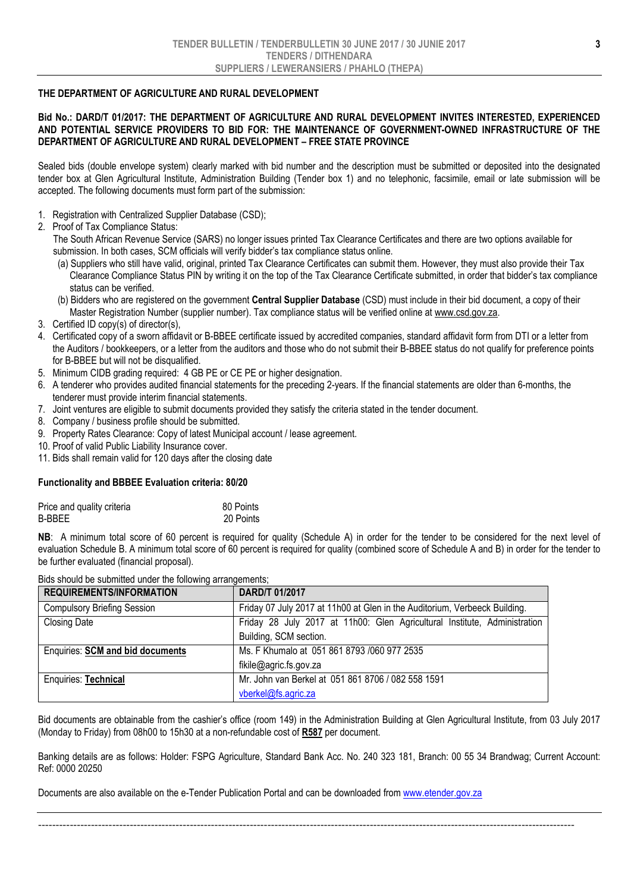## THE DEPARTMENT OF AGRICULTURE AND RURAL DEVELOPMENT

**Bid No.: DARD/T 01/2017: THE DEPARTMENT OF AGRICULTURE AND RURAL DEVELOPMENT INVITES INTERESTED, EXPERIENCED AND POTENTIAL SERVICE PROVIDERS TO BID FOR: THE MAINTENANCE OF GOVERNMENT-OWNED INFRASTRUCTURE OF THE DEPARTMENT OF AGRICULTURE AND RURAL DEVELOPMENT – FREE STATE PROVINCE**

Sealed bids (double envelope system) clearly marked with bid number and the description must be submitted or deposited into the designated tender box at Glen Agricultural Institute, Administration Building (Tender box 1) and no telephonic, facsimile, email or late submission will be accepted. The following documents must form part of the submission:

1. Registration with Centralized Supplier Database (CSD);
2. Proof of Tax Compliance Status:
   The South African Revenue Service (SARS) no longer issues printed Tax Clearance Certificates and there are two options available for submission. In both cases, SCM officials will verify bidder's tax compliance status online.
   (a) Suppliers who still have valid, original, printed Tax Clearance Certificates can submit them. However, they must also provide their Tax Clearance Compliance Status PIN by writing it on the top of the Tax Clearance Certificate submitted, in order that bidder's tax compliance status can be verified.
   (b) Bidders who are registered on the government **Central Supplier Database** (CSD) must include in their bid document, a copy of their Master Registration Number (supplier number). Tax compliance status will be verified online at www.csd.gov.za.
3. Certificated ID copy(s) of director(s),
4. Certificated copy of a sworn affidavit or B-BBEE certificate issued by accredited companies, standard affidavit form from DTI or a letter from the Auditors / bookkeepers, or a letter from the auditors and those who do not submit their B-BBEE status do not qualify for preference points for B-BBEE but will not be disqualified.
5. Minimum CIDB grading required: 4 GB PE or CE PE or higher designation.
6. A tenderer who provides audited financial statements for the preceding 2-years. If the financial statements are older than 6-months, the tenderer must provide interim financial statements.
7. Joint ventures are eligible to submit documents provided they satisfy the criteria stated in the tender document.
8. Company / business profile should be submitted.
9. Property Rates Clearance: Copy of latest Municipal account / lease agreement.
10. Proof of valid Public Liability Insurance cover.
11. Bids shall remain valid for 120 days after the closing date

**Functionality and BBBEE Evaluation criteria: 80/20**

| | |
|---|---|
| Price and quality criteria | 80 Points |
| B-BBEE | 20 Points |

**NB**: A minimum total score of 60 percent is required for quality (Schedule A) in order for the tender to be considered for the next level of evaluation Schedule B. A minimum total score of 60 percent is required for quality (combined score of Schedule A and B) in order for the tender to be further evaluated (financial proposal).

Bids should be submitted under the following arrangements;

| REQUIREMENTS/INFORMATION | DARD/T 01/2017 |
|---|---|
| Compulsory Briefing Session | Friday 07 July 2017 at 11h00 at Glen in the Auditorium, Verbeeck Building. |
| Closing Date | Friday 28 July 2017 at 11h00: Glen Agricultural Institute, Administration Building, SCM section. |
| Enquiries: **SCM and bid documents** | Ms. F Khumalo at 051 861 8793 /060 977 2535 fikile@agric.fs.gov.za |
| Enquiries: **Technical** | Mr. John van Berkel at 051 861 8706 / 082 558 1591 vberkel@fs.agric.za |

Bid documents are obtainable from the cashier's office (room 149) in the Administration Building at Glen Agricultural Institute, from 03 July 2017 (Monday to Friday) from 08h00 to 15h30 at a non-refundable cost of **R587** per document.

Banking details are as follows: Holder: FSPG Agriculture, Standard Bank Acc. No. 240 323 181, Branch: 00 55 34 Brandwag; Current Account: Ref: 0000 20250

Documents are also available on the e-Tender Publication Portal and can be downloaded from www.etender.gov.za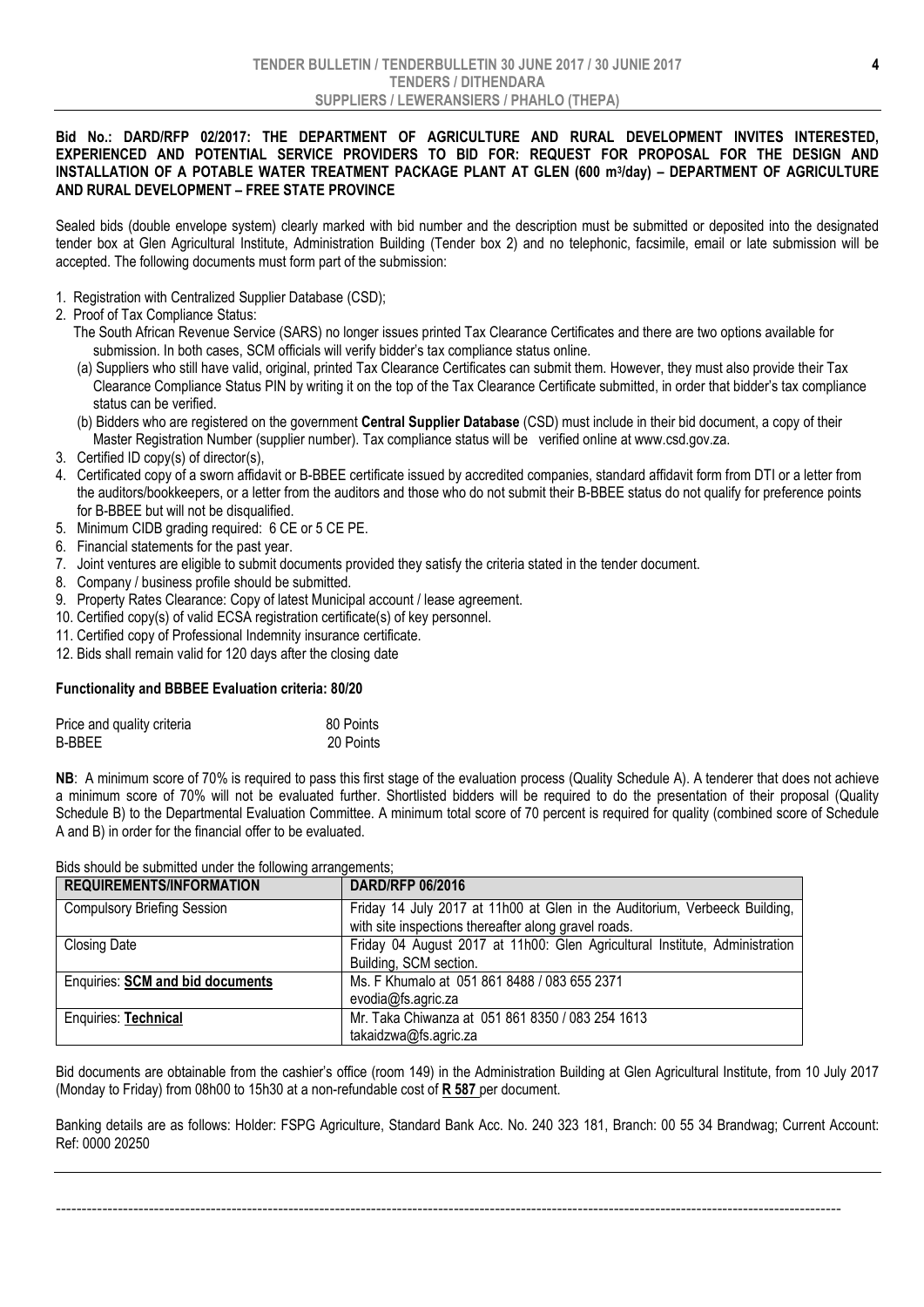**Bid No.: DARD/RFP 02/2017: THE DEPARTMENT OF AGRICULTURE AND RURAL DEVELOPMENT INVITES INTERESTED, EXPERIENCED AND POTENTIAL SERVICE PROVIDERS TO BID FOR: REQUEST FOR PROPOSAL FOR THE DESIGN AND INSTALLATION OF A POTABLE WATER TREATMENT PACKAGE PLANT AT GLEN (600 m³/day) – DEPARTMENT OF AGRICULTURE AND RURAL DEVELOPMENT – FREE STATE PROVINCE**

Sealed bids (double envelope system) clearly marked with bid number and the description must be submitted or deposited into the designated tender box at Glen Agricultural Institute, Administration Building (Tender box 2) and no telephonic, facsimile, email or late submission will be accepted. The following documents must form part of the submission:

1. Registration with Centralized Supplier Database (CSD);
2. Proof of Tax Compliance Status:
   The South African Revenue Service (SARS) no longer issues printed Tax Clearance Certificates and there are two options available for submission. In both cases, SCM officials will verify bidder's tax compliance status online.
   (a) Suppliers who still have valid, original, printed Tax Clearance Certificates can submit them. However, they must also provide their Tax Clearance Compliance Status PIN by writing it on the top of the Tax Clearance Certificate submitted, in order that bidder's tax compliance status can be verified.
   (b) Bidders who are registered on the government **Central Supplier Database** (CSD) must include in their bid document, a copy of their Master Registration Number (supplier number). Tax compliance status will be verified online at www.csd.gov.za.
3. Certified ID copy(s) of director(s),
4. Certificated copy of a sworn affidavit or B-BBEE certificate issued by accredited companies, standard affidavit form from DTI or a letter from the auditors/bookkeepers, or a letter from the auditors and those who do not submit their B-BBEE status do not qualify for preference points for B-BBEE but will not be disqualified.
5. Minimum CIDB grading required: 6 CE or 5 CE PE.
6. Financial statements for the past year.
7. Joint ventures are eligible to submit documents provided they satisfy the criteria stated in the tender document.
8. Company / business profile should be submitted.
9. Property Rates Clearance: Copy of latest Municipal account / lease agreement.
10. Certified copy(s) of valid ECSA registration certificate(s) of key personnel.
11. Certified copy of Professional Indemnity insurance certificate.
12. Bids shall remain valid for 120 days after the closing date

**Functionality and BBBEE Evaluation criteria: 80/20**

| | |
|---|---|
| Price and quality criteria | 80 Points |
| B-BBEE | 20 Points |

**NB**: A minimum score of 70% is required to pass this first stage of the evaluation process (Quality Schedule A). A tenderer that does not achieve a minimum score of 70% will not be evaluated further. Shortlisted bidders will be required to do the presentation of their proposal (Quality Schedule B) to the Departmental Evaluation Committee. A minimum total score of 70 percent is required for quality (combined score of Schedule A and B) in order for the financial offer to be evaluated.

Bids should be submitted under the following arrangements;

| REQUIREMENTS/INFORMATION | DARD/RFP 06/2016 |
|---|---|
| Compulsory Briefing Session | Friday 14 July 2017 at 11h00 at Glen in the Auditorium, Verbeeck Building, with site inspections thereafter along gravel roads. |
| Closing Date | Friday 04 August 2017 at 11h00: Glen Agricultural Institute, Administration Building, SCM section. |
| Enquiries: **SCM and bid documents** | Ms. F Khumalo at 051 861 8488 / 083 655 2371 evodia@fs.agric.za |
| Enquiries: **Technical** | Mr. Taka Chiwanza at 051 861 8350 / 083 254 1613 takaidzwa@fs.agric.za |

Bid documents are obtainable from the cashier's office (room 149) in the Administration Building at Glen Agricultural Institute, from 10 July 2017 (Monday to Friday) from 08h00 to 15h30 at a non-refundable cost of **R 587** per document.

Banking details are as follows: Holder: FSPG Agriculture, Standard Bank Acc. No. 240 323 181, Branch: 00 55 34 Brandwag; Current Account: Ref: 0000 20250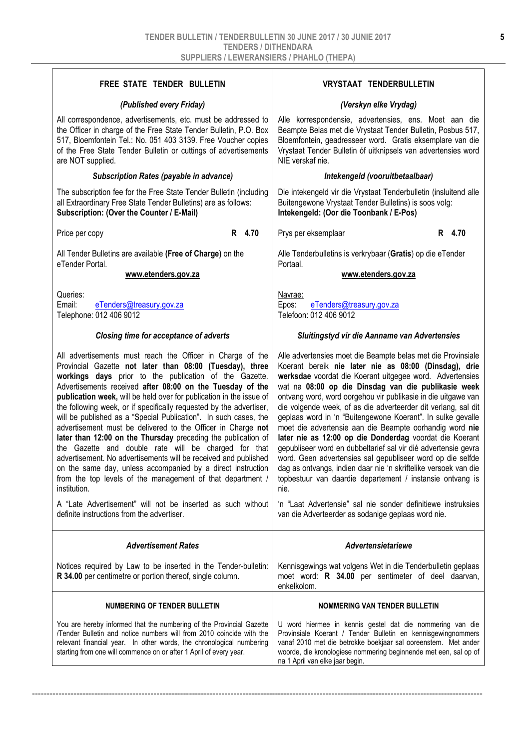## FREE STATE TENDER BULLETIN

*(Published every Friday)*

All correspondence, advertisements, etc. must be addressed to the Officer in charge of the Free State Tender Bulletin, P.O. Box 517, Bloemfontein Tel.: No. 051 403 3139. Free Voucher copies of the Free State Tender Bulletin or cuttings of advertisements are NOT supplied.

***Subscription Rates (payable in advance)***

The subscription fee for the Free State Tender Bulletin (including all Extraordinary Free State Tender Bulletins) are as follows:
**Subscription: (Over the Counter / E-Mail)**

Price per copy **R 4.70**

All Tender Bulletins are available **(Free of Charge)** on the eTender Portal.

**www.etenders.gov.za**

Queries:
Email: eTenders@treasury.gov.za
Telephone: 012 406 9012

***Closing time for acceptance of adverts***

All advertisements must reach the Officer in Charge of the Provincial Gazette **not later than 08:00 (Tuesday), three workings days** prior to the publication of the Gazette. Advertisements received **after 08:00 on the Tuesday of the publication week,** will be held over for publication in the issue of the following week, or if specifically requested by the advertiser, will be published as a "Special Publication". In such cases, the advertisement must be delivered to the Officer in Charge **not later than 12:00 on the Thursday** preceding the publication of the Gazette and double rate will be charged for that advertisement. No advertisements will be received and published on the same day, unless accompanied by a direct instruction from the top levels of the management of that department / institution.

A "Late Advertisement" will not be inserted as such without definite instructions from the advertiser.

***Advertisement Rates***

Notices required by Law to be inserted in the Tender-bulletin: **R 34.00** per centimetre or portion thereof, single column.

**NUMBERING OF TENDER BULLETIN**

You are hereby informed that the numbering of the Provincial Gazette /Tender Bulletin and notice numbers will from 2010 coincide with the relevant financial year. In other words, the chronological numbering starting from one will commence on or after 1 April of every year.

## VRYSTAAT TENDERBULLETIN

*(Verskyn elke Vrydag)*

Alle korrespondensie, advertensies, ens. Moet aan die Beampte Belas met die Vrystaat Tender Bulletin, Posbus 517, Bloemfontein, geadresseer word. Gratis eksemplare van die Vrystaat Tender Bulletin óf uitknipsels van advertensies word NIE verskaf nie.

***Intekengeld (vooruitbetaalbaar)***

Die intekengeld vir die Vrystaat Tenderbulletin (insluitend alle Buitengewone Vrystaat Tender Bulletins) is soos volg:
**Intekengeld: (Oor die Toonbank / E-Pos)**

Prys per eksemplaar **R 4.70**

Alle Tenderbulletins is verkrybaar (**Gratis**) op die eTender Portaal.

**www.etenders.gov.za**

Navrae:
Epos: eTenders@treasury.gov.za
Telefoon: 012 406 9012

***Sluitingstyd vir die Aanname van Advertensies***

Alle advertensies moet die Beampte belas met die Provinsiale Koerant bereik **nie later nie as 08:00 (Dinsdag), drie werksdae** voordat die Koerant uitgegee word. Advertensies wat na **08:00 op die Dinsdag van die publikasie week** ontvang word, word oorgehou vir publikasie in die uitgawe van die volgende week, of as die adverteerder dit verlang, sal dit geplaas word in 'n "Buitengewone Koerant". In sulke gevalle moet die advertensie aan die Beampte oorhandig word **nie later nie as 12:00 op die Donderdag** voordat die Koerant gepubliseer word en dubbeltarief sal vir dié advertensie gevra word. Geen advertensies sal gepubliseer word op die selfde dag as ontvangs, indien daar nie 'n skriftelike versoek van die topbestuur van daardie departement / instansie ontvang is nie.

'n "Laat Advertensie" sal nie sonder definitiewe instruksies van die Adverteerder as sodanige geplaas word nie.

***Advertensietariewe***

Kennisgewings wat volgens Wet in die Tenderbulletin geplaas moet word: **R 34.00** per sentimeter of deel daarvan, enkelkolom.

**NOMMERING VAN TENDER BULLETIN**

U word hiermee in kennis gestel dat die nommering van die Provinsiale Koerant / Tender Bulletin en kennisgewingnommers vanaf 2010 met die betrokke boekjaar sal ooreenstem. Met ander woorde, die kronologiese nommering beginnende met een, sal op of na 1 April van elke jaar begin.